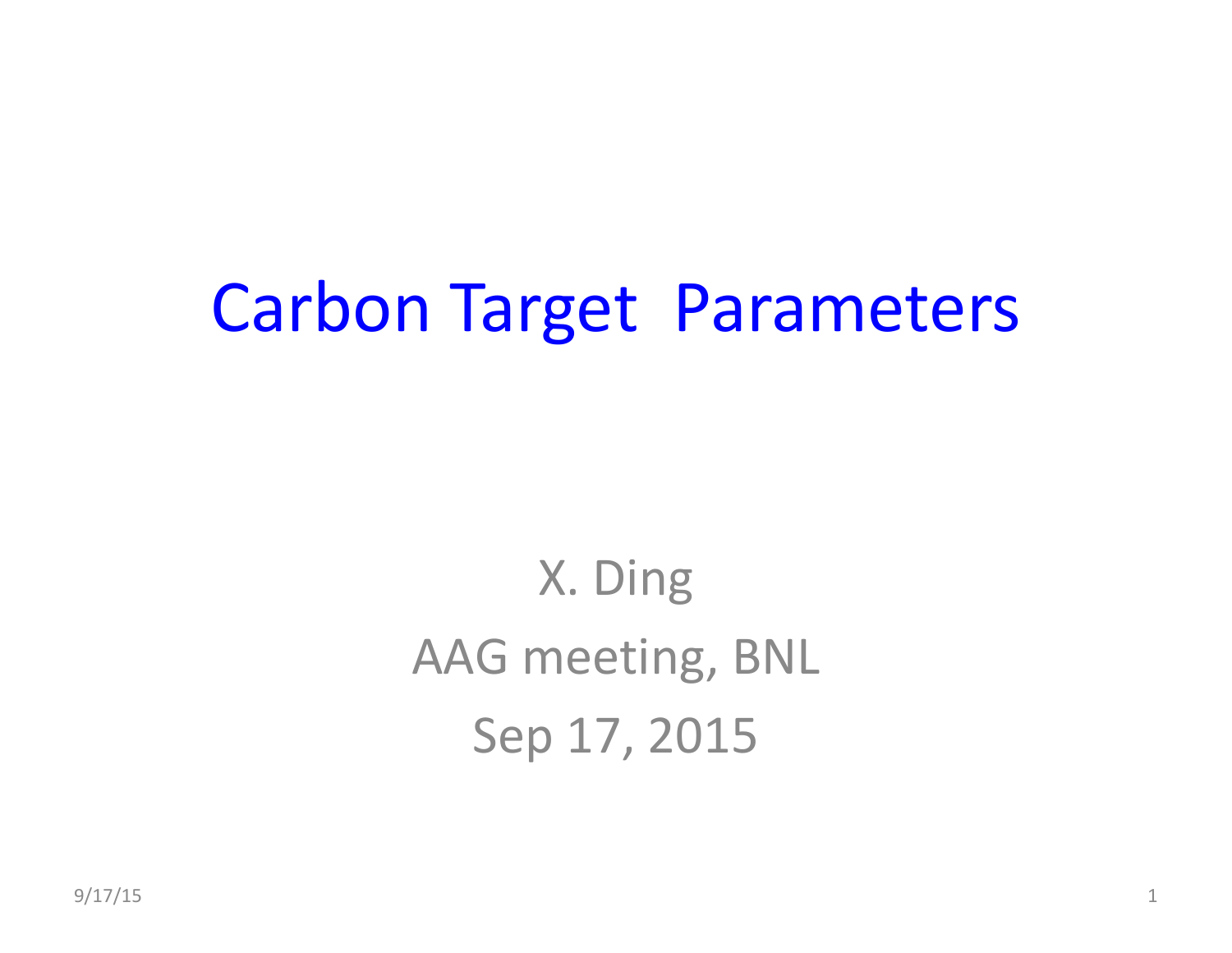# Carbon Target Parameters

X. Ding

AAG meeting, BNL

Sep 17, 2015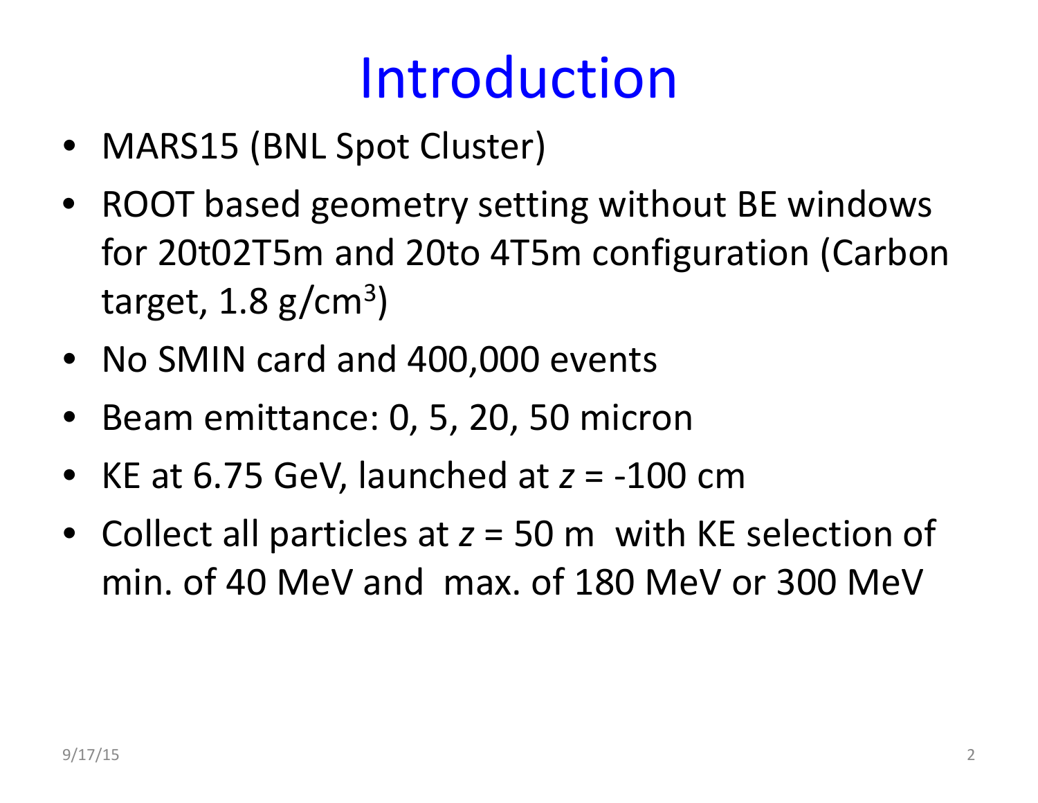# Introduction

- MARS15 (BNL Spot Cluster)
- ROOT based geometry setting without BE windows for 20t02T5m and 20to 4T5m configuration (Carbon target, 1.8 g/cm$^3$)
- No SMIN card and 400,000 events
- Beam emittance: 0, 5, 20, 50 micron
- KE at 6.75 GeV, launched at $z$ = -100 cm
- Collect all particles at $z$ = 50 m with KE selection of min. of 40 MeV and max. of 180 MeV or 300 MeV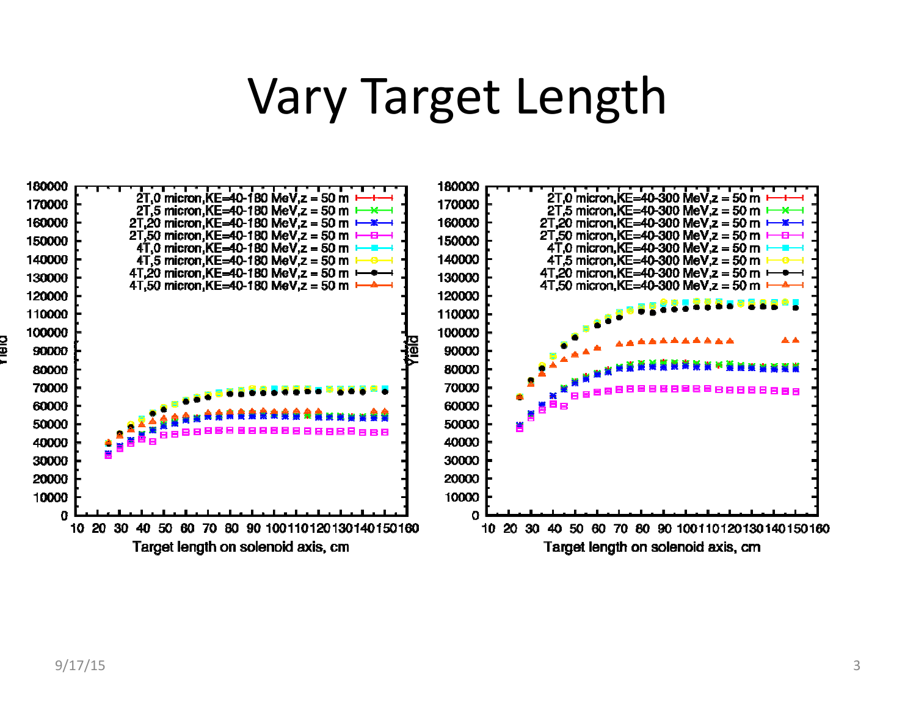# Vary Target Length

180000
170000
160000
150000
140000
130000
120000
110000
100000
90000
80000
70000
60000
50000
40000
30000
20000
10000
0

Yield

2T,0 micron,KE=40-180 MeV,z = 50 m
2T,5 micron,KE=40-180 MeV,z = 50 m
2T,20 micron,KE=40-180 MeV,z = 50 m
2T,50 micron,KE=40-180 MeV,z = 50 m
4T,0 micron,KE=40-180 MeV,z = 50 m
4T,5 micron,KE=40-180 MeV,z = 50 m
4T,20 micron,KE=40-180 MeV,z = 50 m
4T,50 micron,KE=40-180 MeV,z = 50 m

10 20 30 40 50 60 70 80 90 100 110 120 130 140 150 160

Target length on solenoid axis, cm

180000
170000
160000
150000
140000
130000
120000
110000
100000
90000
80000
70000
60000
50000
40000
30000
20000
10000
0

Yield

2T,0 micron,KE=40-300 MeV,z = 50 m
2T,5 micron,KE=40-300 MeV,z = 50 m
2T,20 micron,KE=40-300 MeV,z = 50 m
2T,50 micron,KE=40-300 MeV,z = 50 m
4T,0 micron,KE=40-300 MeV,z = 50 m
4T,5 micron,KE=40-300 MeV,z = 50 m
4T,20 micron,KE=40-300 MeV,z = 50 m
4T,50 micron,KE=40-300 MeV,z = 50 m

10 20 30 40 50 60 70 80 90 100 110 120 130 140 150 160

Target length on solenoid axis, cm

9/17/15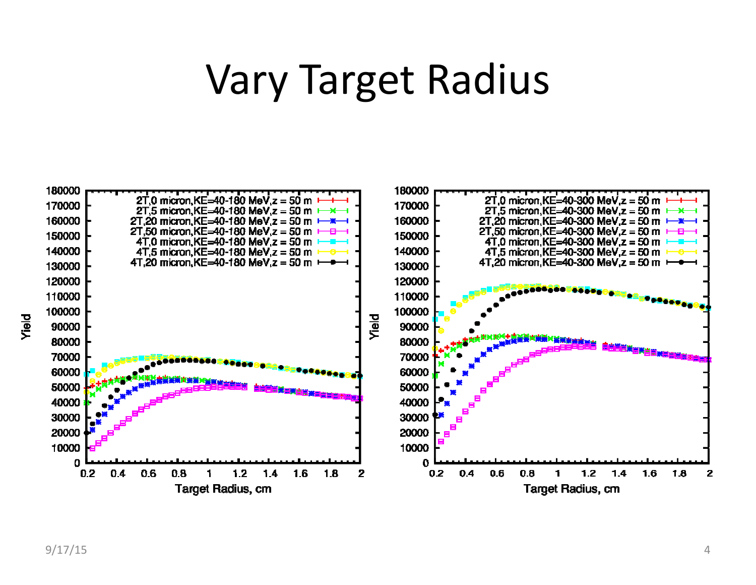# Vary Target Radius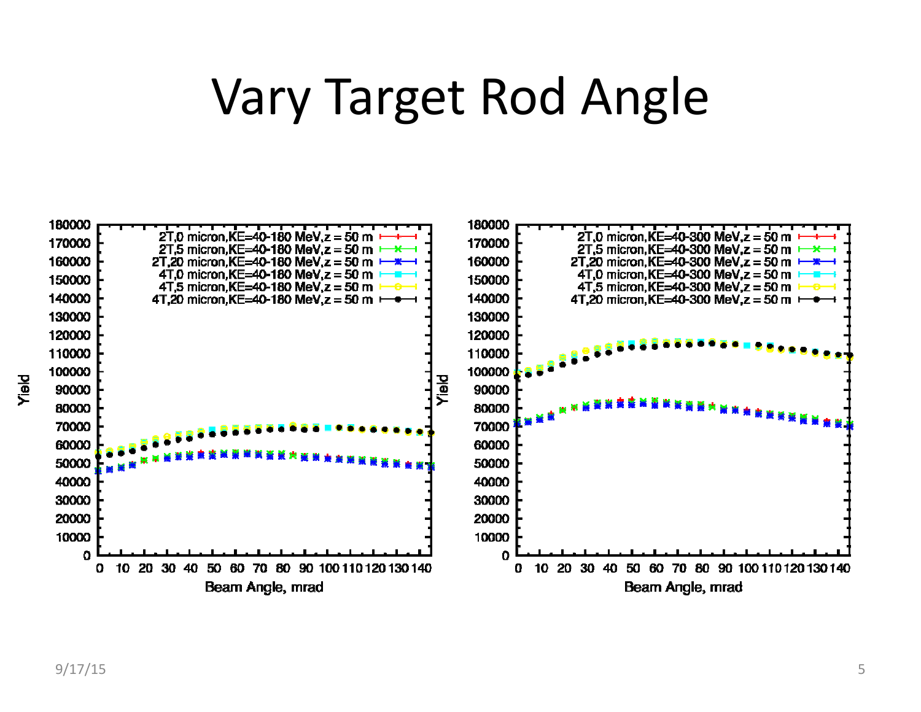# Vary Target Rod Angle

| Yield | 2T,0 micron,KE=40-180 MeV,z = 50 m | 2T,5 micron,KE=40-180 MeV,z = 50 m | 2T,20 micron,KE=40-180 MeV,z = 50 m | 4T,0 micron,KE=40-180 MeV,z = 50 m | 4T,5 micron,KE=40-180 MeV,z = 50 m | 4T,20 micron,KE=40-180 MeV,z = 50 m |
|---|---|---|---|---|---|---|

Beam Angle, mrad

| Yield | 2T,0 micron,KE=40-300 MeV,z = 50 m | 2T,5 micron,KE=40-300 MeV,z = 50 m | 2T,20 micron,KE=40-300 MeV,z = 50 m | 4T,0 micron,KE=40-300 MeV,z = 50 m | 4T,5 micron,KE=40-300 MeV,z = 50 m | 4T,20 micron,KE=40-300 MeV,z = 50 m |
|---|---|---|---|---|---|---|

Beam Angle, mrad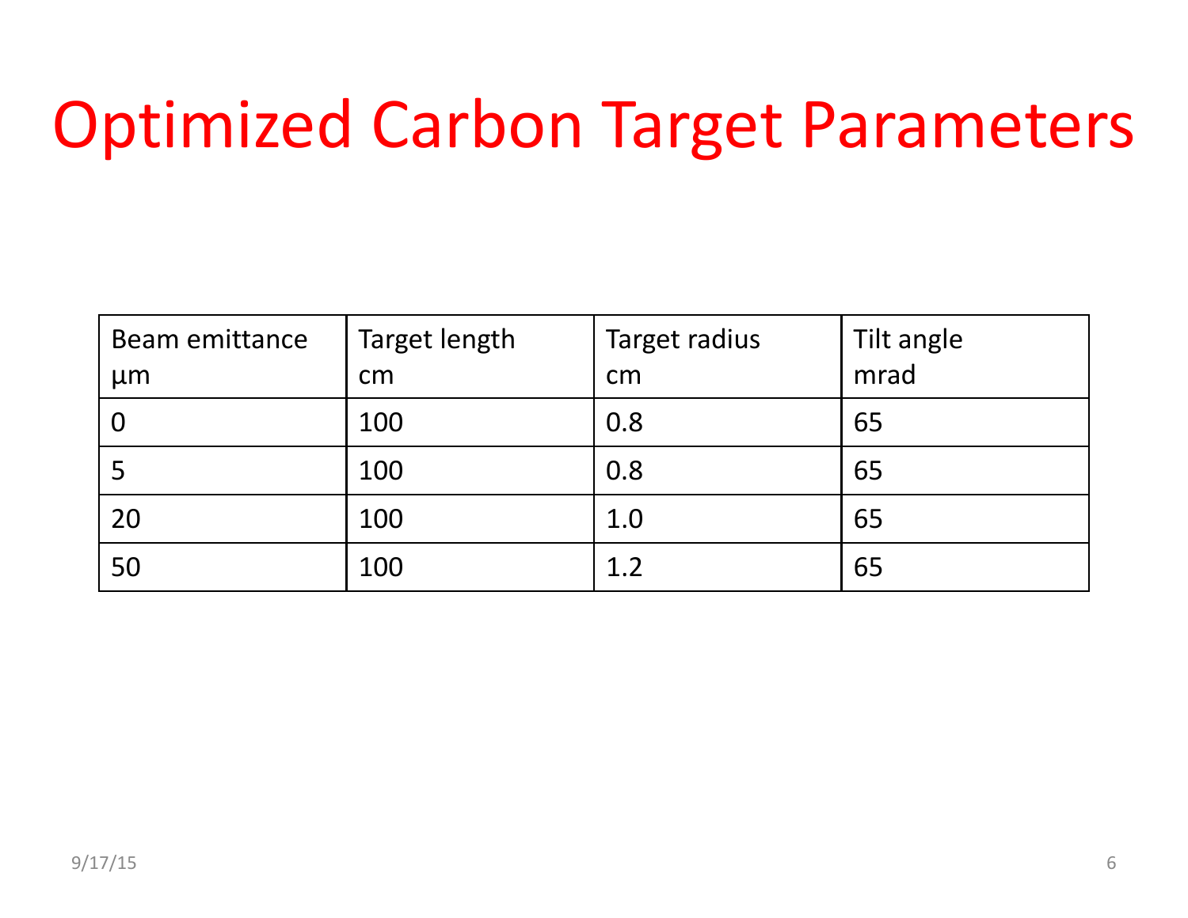# Optimized Carbon Target Parameters

| Beam emittance μm | Target length cm | Target radius cm | Tilt angle mrad |
|---|---|---|---|
| 0 | 100 | 0.8 | 65 |
| 5 | 100 | 0.8 | 65 |
| 20 | 100 | 1.0 | 65 |
| 50 | 100 | 1.2 | 65 |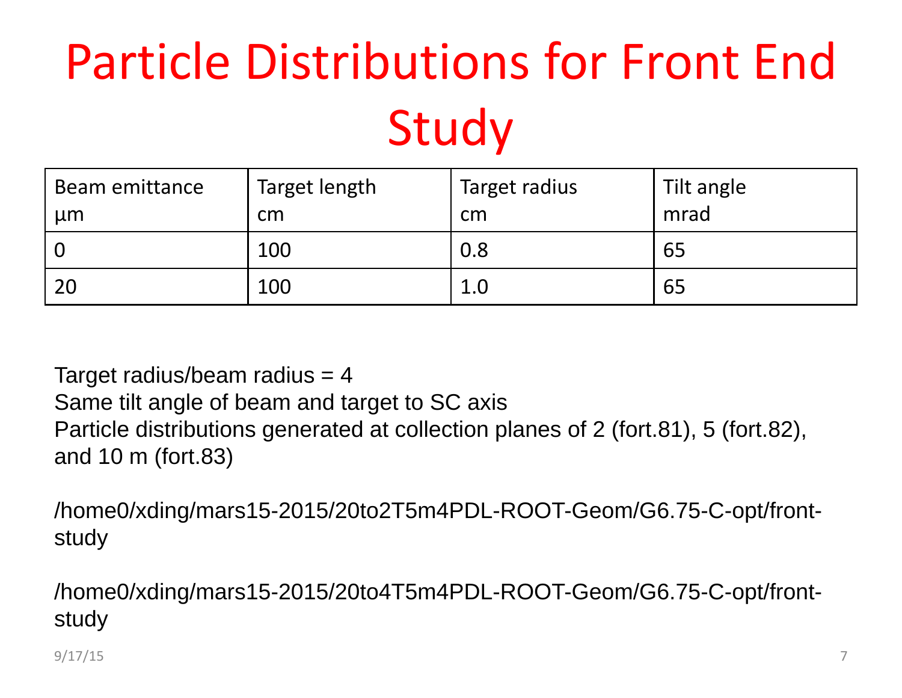# Particle Distributions for Front End Study

| Beam emittance μm | Target length cm | Target radius cm | Tilt angle mrad |
|---|---|---|---|
| 0 | 100 | 0.8 | 65 |
| 20 | 100 | 1.0 | 65 |

Target radius/beam radius = 4
Same tilt angle of beam and target to SC axis
Particle distributions generated at collection planes of 2 (fort.81), 5 (fort.82), and 10 m (fort.83)

/home0/xding/mars15-2015/20to2T5m4PDL-ROOT-Geom/G6.75-C-opt/front-study

/home0/xding/mars15-2015/20to4T5m4PDL-ROOT-Geom/G6.75-C-opt/front-study

9/17/15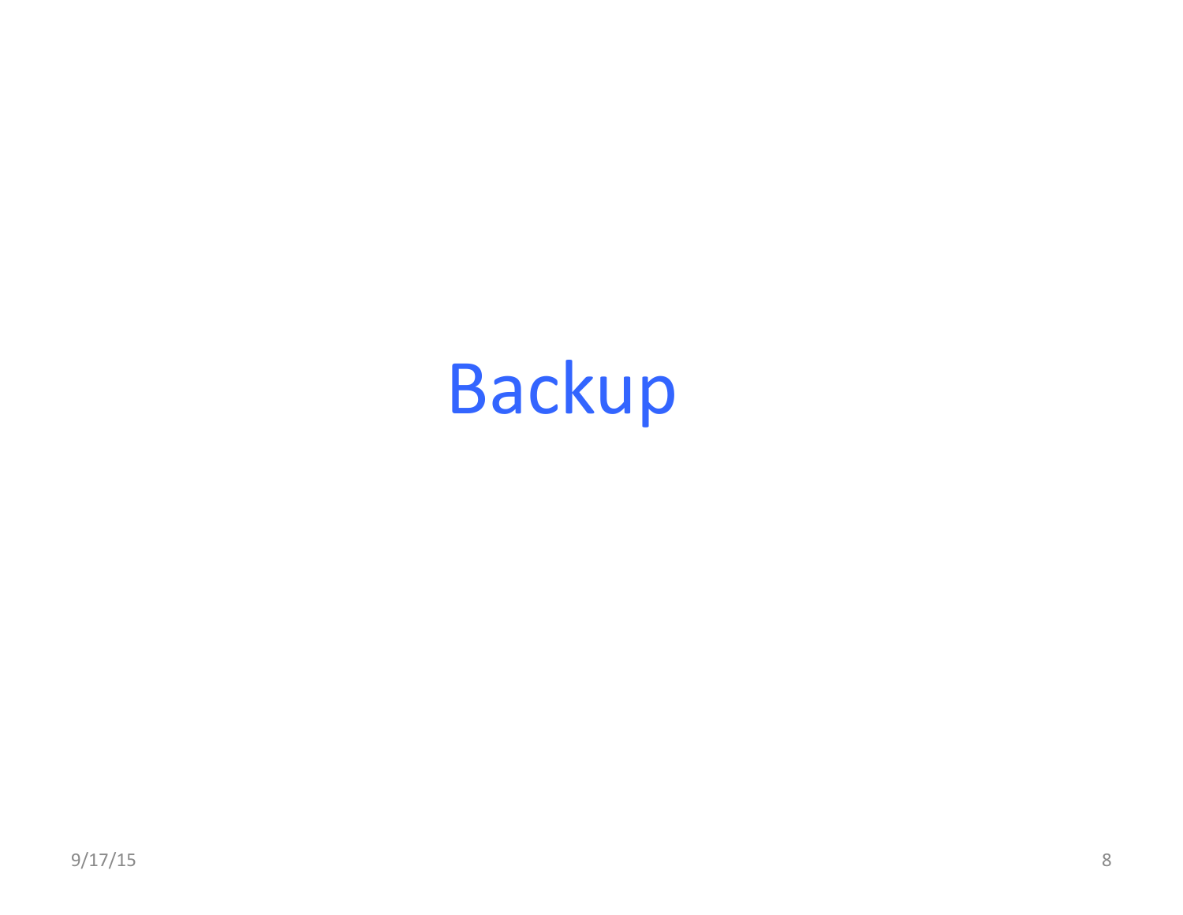# Backup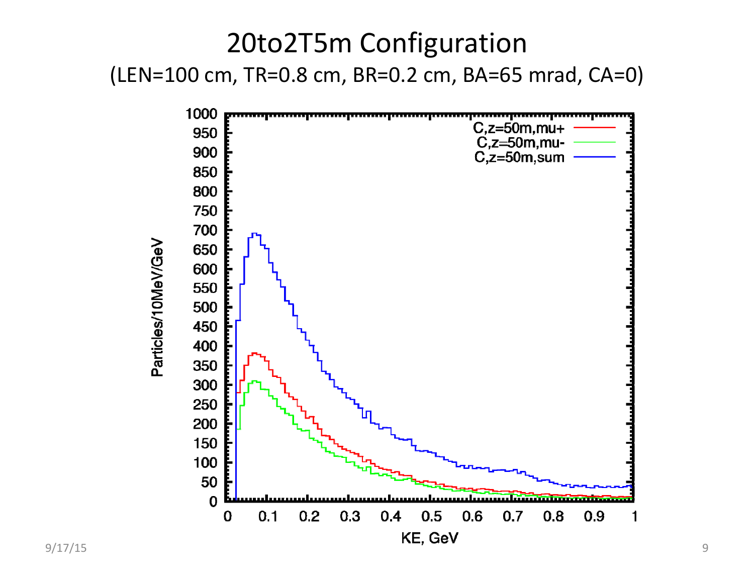# 20to2T5m Configuration

(LEN=100 cm, TR=0.8 cm, BR=0.2 cm, BA=65 mrad, CA=0)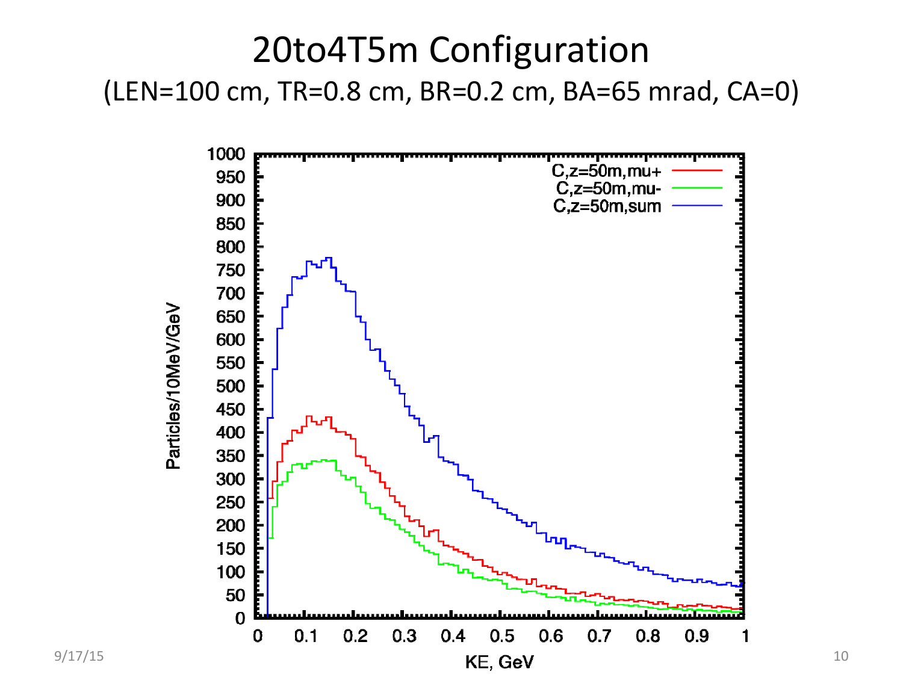# 20to4T5m Configuration

(LEN=100 cm, TR=0.8 cm, BR=0.2 cm, BA=65 mrad, CA=0)

C,z=50m,mu+
C,z=50m,mu-
C,z=50m,sum

Particles/10MeV/GeV

1000
950
900
850
800
750
700
650
600
550
500
450
400
350
300
250
200
150
100
50
0

0 0.1 0.2 0.3 0.4 0.5 0.6 0.7 0.8 0.9 1

KE, GeV